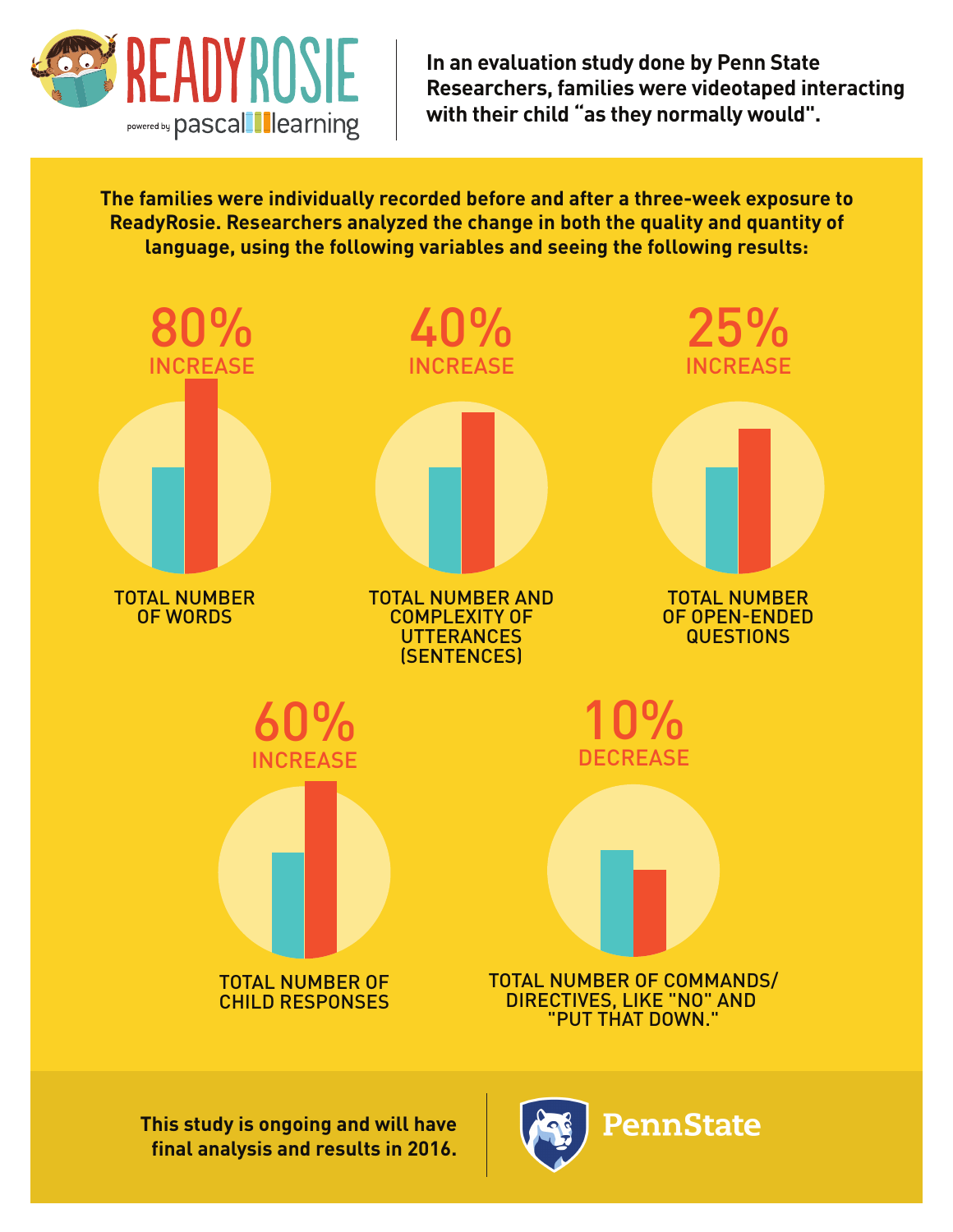# READYROSIE

powered by pascal learning

**In an evaluation study done by Penn State Researchers, families were videotaped interacting with their child "as they normally would".**

**The families were individually recorded before and after a three-week exposure to ReadyRosie. Researchers analyzed the change in both the quality and quantity of language, using the following variables and seeing the following results:**

## 80% INCREASE

TOTAL NUMBER OF WORDS

## 40% INCREASE

TOTAL NUMBER AND COMPLEXITY OF UTTERANCES (SENTENCES)

## 25% INCREASE

TOTAL NUMBER OF OPEN-ENDED QUESTIONS

## 60% INCREASE

TOTAL NUMBER OF CHILD RESPONSES

## 10% DECREASE

TOTAL NUMBER OF COMMANDS/ DIRECTIVES, LIKE "NO" AND "PUT THAT DOWN."

**This study is ongoing and will have final analysis and results in 2016.**

PennState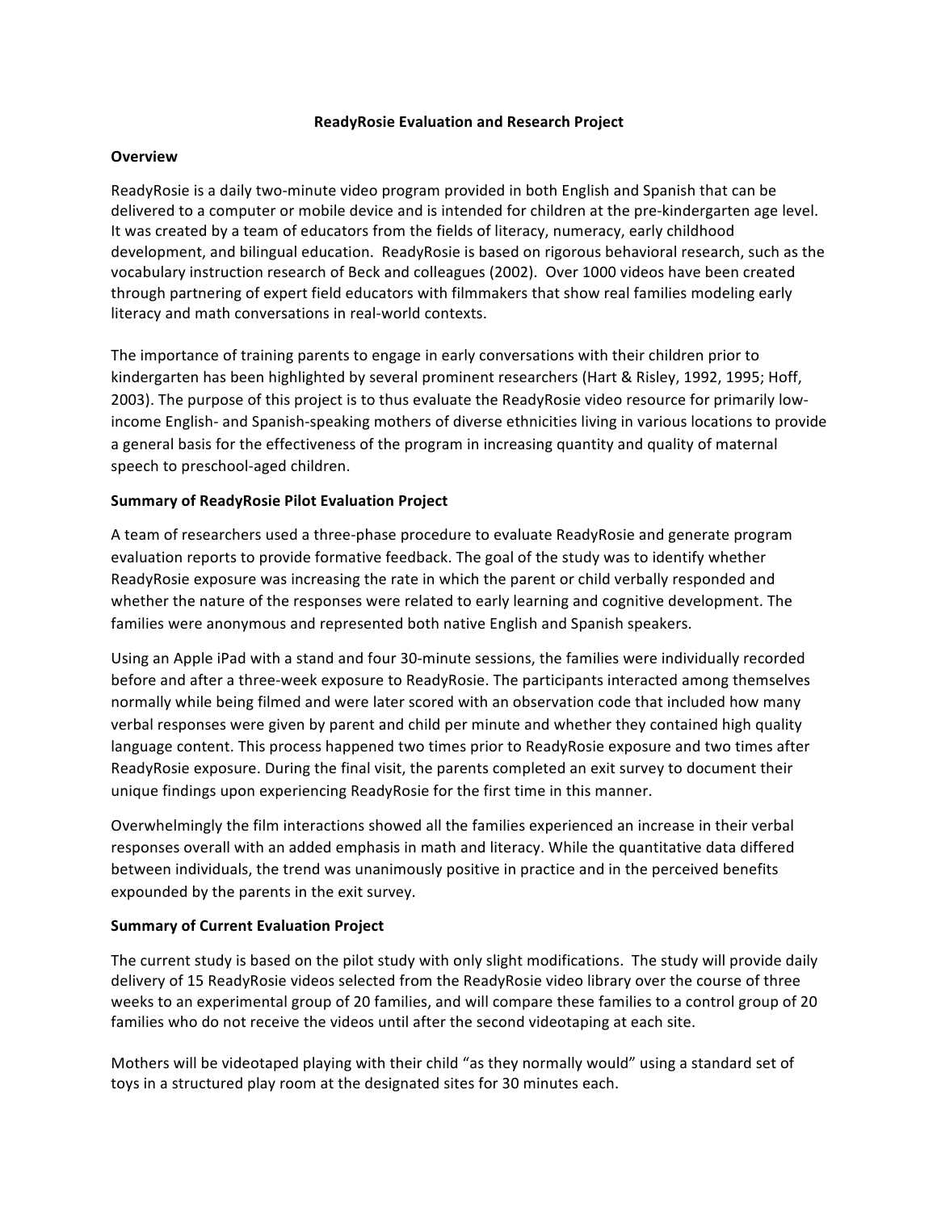**ReadyRosie Evaluation and Research Project**

**Overview**

ReadyRosie is a daily two-minute video program provided in both English and Spanish that can be delivered to a computer or mobile device and is intended for children at the pre-kindergarten age level. It was created by a team of educators from the fields of literacy, numeracy, early childhood development, and bilingual education. ReadyRosie is based on rigorous behavioral research, such as the vocabulary instruction research of Beck and colleagues (2002). Over 1000 videos have been created through partnering of expert field educators with filmmakers that show real families modeling early literacy and math conversations in real-world contexts.

The importance of training parents to engage in early conversations with their children prior to kindergarten has been highlighted by several prominent researchers (Hart & Risley, 1992, 1995; Hoff, 2003). The purpose of this project is to thus evaluate the ReadyRosie video resource for primarily low-income English- and Spanish-speaking mothers of diverse ethnicities living in various locations to provide a general basis for the effectiveness of the program in increasing quantity and quality of maternal speech to preschool-aged children.

**Summary of ReadyRosie Pilot Evaluation Project**

A team of researchers used a three-phase procedure to evaluate ReadyRosie and generate program evaluation reports to provide formative feedback. The goal of the study was to identify whether ReadyRosie exposure was increasing the rate in which the parent or child verbally responded and whether the nature of the responses were related to early learning and cognitive development. The families were anonymous and represented both native English and Spanish speakers.

Using an Apple iPad with a stand and four 30-minute sessions, the families were individually recorded before and after a three-week exposure to ReadyRosie. The participants interacted among themselves normally while being filmed and were later scored with an observation code that included how many verbal responses were given by parent and child per minute and whether they contained high quality language content. This process happened two times prior to ReadyRosie exposure and two times after ReadyRosie exposure. During the final visit, the parents completed an exit survey to document their unique findings upon experiencing ReadyRosie for the first time in this manner.

Overwhelmingly the film interactions showed all the families experienced an increase in their verbal responses overall with an added emphasis in math and literacy. While the quantitative data differed between individuals, the trend was unanimously positive in practice and in the perceived benefits expounded by the parents in the exit survey.

**Summary of Current Evaluation Project**

The current study is based on the pilot study with only slight modifications. The study will provide daily delivery of 15 ReadyRosie videos selected from the ReadyRosie video library over the course of three weeks to an experimental group of 20 families, and will compare these families to a control group of 20 families who do not receive the videos until after the second videotaping at each site.

Mothers will be videotaped playing with their child "as they normally would" using a standard set of toys in a structured play room at the designated sites for 30 minutes each.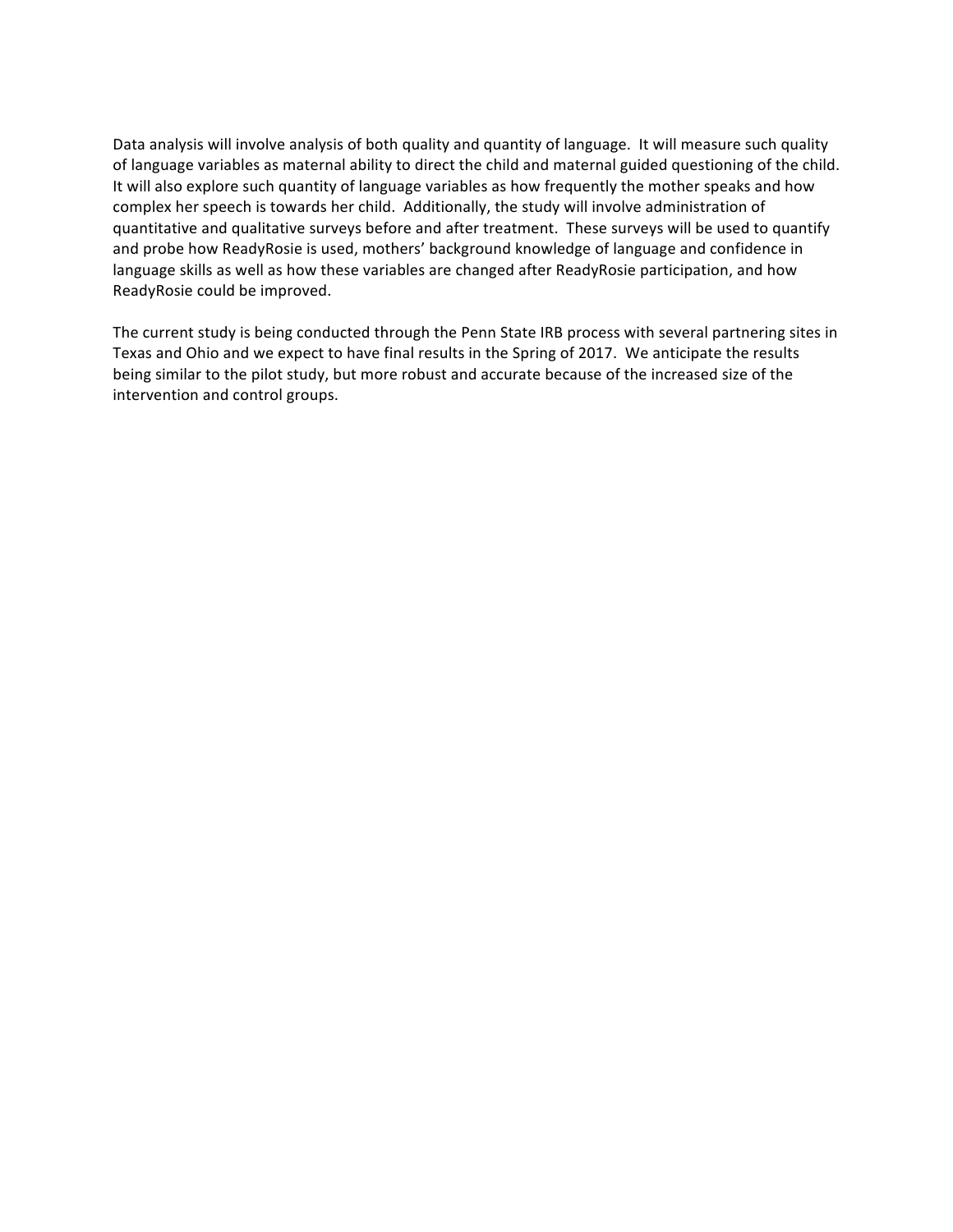Data analysis will involve analysis of both quality and quantity of language. It will measure such quality of language variables as maternal ability to direct the child and maternal guided questioning of the child. It will also explore such quantity of language variables as how frequently the mother speaks and how complex her speech is towards her child. Additionally, the study will involve administration of quantitative and qualitative surveys before and after treatment. These surveys will be used to quantify and probe how ReadyRosie is used, mothers' background knowledge of language and confidence in language skills as well as how these variables are changed after ReadyRosie participation, and how ReadyRosie could be improved.

The current study is being conducted through the Penn State IRB process with several partnering sites in Texas and Ohio and we expect to have final results in the Spring of 2017. We anticipate the results being similar to the pilot study, but more robust and accurate because of the increased size of the intervention and control groups.